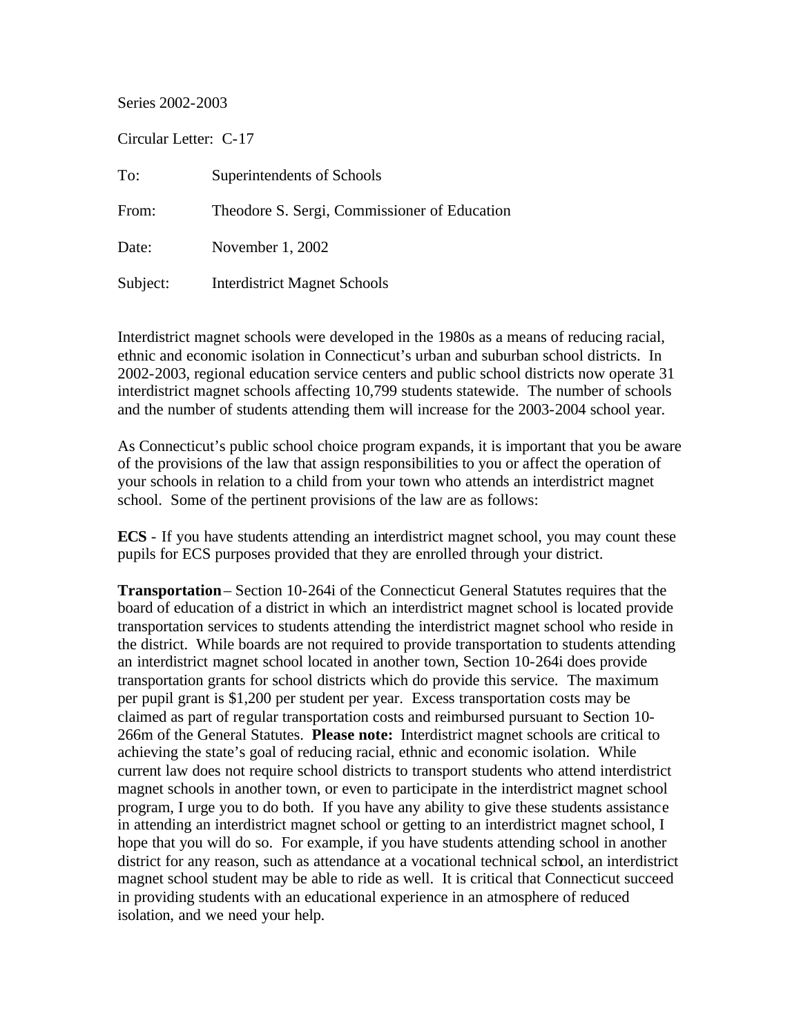Series 2002-2003

Circular Letter: C-17

To: Superintendents of Schools

From: Theodore S. Sergi, Commissioner of Education

Date: November 1, 2002

Subject: Interdistrict Magnet Schools

Interdistrict magnet schools were developed in the 1980s as a means of reducing racial, ethnic and economic isolation in Connecticut's urban and suburban school districts. In 2002-2003, regional education service centers and public school districts now operate 31 interdistrict magnet schools affecting 10,799 students statewide. The number of schools and the number of students attending them will increase for the 2003-2004 school year.

As Connecticut's public school choice program expands, it is important that you be aware of the provisions of the law that assign responsibilities to you or affect the operation of your schools in relation to a child from your town who attends an interdistrict magnet school. Some of the pertinent provisions of the law are as follows:

**ECS** - If you have students attending an interdistrict magnet school, you may count these pupils for ECS purposes provided that they are enrolled through your district.

**Transportation** – Section 10-264i of the Connecticut General Statutes requires that the board of education of a district in which an interdistrict magnet school is located provide transportation services to students attending the interdistrict magnet school who reside in the district. While boards are not required to provide transportation to students attending an interdistrict magnet school located in another town, Section 10-264i does provide transportation grants for school districts which do provide this service. The maximum per pupil grant is $1,200 per student per year. Excess transportation costs may be claimed as part of regular transportation costs and reimbursed pursuant to Section 10-266m of the General Statutes. **Please note:** Interdistrict magnet schools are critical to achieving the state's goal of reducing racial, ethnic and economic isolation. While current law does not require school districts to transport students who attend interdistrict magnet schools in another town, or even to participate in the interdistrict magnet school program, I urge you to do both. If you have any ability to give these students assistance in attending an interdistrict magnet school or getting to an interdistrict magnet school, I hope that you will do so. For example, if you have students attending school in another district for any reason, such as attendance at a vocational technical school, an interdistrict magnet school student may be able to ride as well. It is critical that Connecticut succeed in providing students with an educational experience in an atmosphere of reduced isolation, and we need your help.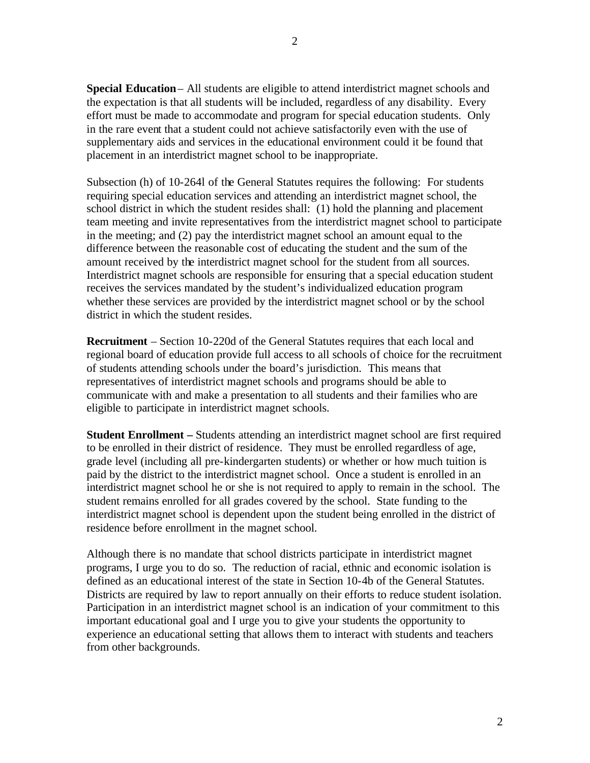**Special Education** – All students are eligible to attend interdistrict magnet schools and the expectation is that all students will be included, regardless of any disability. Every effort must be made to accommodate and program for special education students. Only in the rare event that a student could not achieve satisfactorily even with the use of supplementary aids and services in the educational environment could it be found that placement in an interdistrict magnet school to be inappropriate.

Subsection (h) of 10-264l of the General Statutes requires the following: For students requiring special education services and attending an interdistrict magnet school, the school district in which the student resides shall: (1) hold the planning and placement team meeting and invite representatives from the interdistrict magnet school to participate in the meeting; and (2) pay the interdistrict magnet school an amount equal to the difference between the reasonable cost of educating the student and the sum of the amount received by the interdistrict magnet school for the student from all sources. Interdistrict magnet schools are responsible for ensuring that a special education student receives the services mandated by the student's individualized education program whether these services are provided by the interdistrict magnet school or by the school district in which the student resides.

**Recruitment** – Section 10-220d of the General Statutes requires that each local and regional board of education provide full access to all schools of choice for the recruitment of students attending schools under the board's jurisdiction. This means that representatives of interdistrict magnet schools and programs should be able to communicate with and make a presentation to all students and their families who are eligible to participate in interdistrict magnet schools.

**Student Enrollment –** Students attending an interdistrict magnet school are first required to be enrolled in their district of residence. They must be enrolled regardless of age, grade level (including all pre-kindergarten students) or whether or how much tuition is paid by the district to the interdistrict magnet school. Once a student is enrolled in an interdistrict magnet school he or she is not required to apply to remain in the school. The student remains enrolled for all grades covered by the school. State funding to the interdistrict magnet school is dependent upon the student being enrolled in the district of residence before enrollment in the magnet school.

Although there is no mandate that school districts participate in interdistrict magnet programs, I urge you to do so. The reduction of racial, ethnic and economic isolation is defined as an educational interest of the state in Section 10-4b of the General Statutes. Districts are required by law to report annually on their efforts to reduce student isolation. Participation in an interdistrict magnet school is an indication of your commitment to this important educational goal and I urge you to give your students the opportunity to experience an educational setting that allows them to interact with students and teachers from other backgrounds.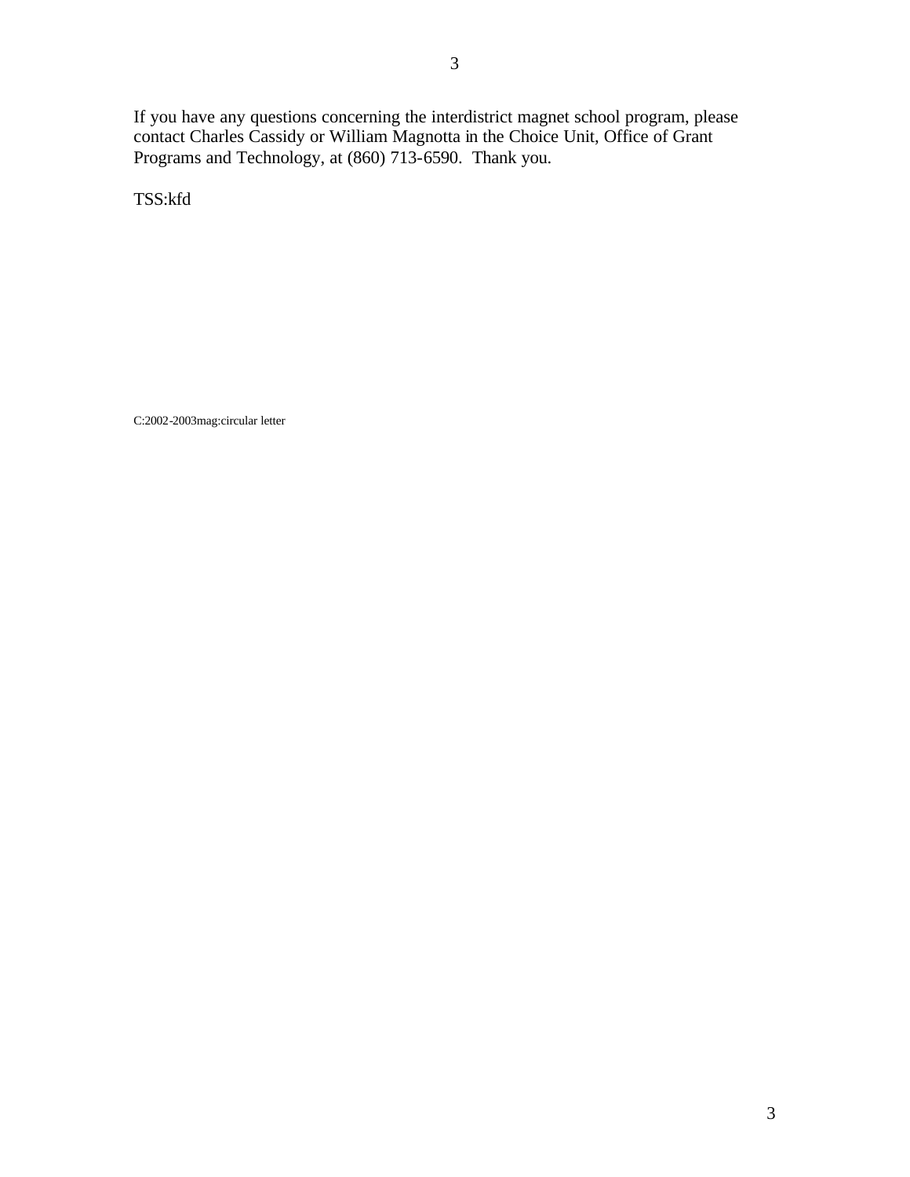If you have any questions concerning the interdistrict magnet school program, please contact Charles Cassidy or William Magnotta in the Choice Unit, Office of Grant Programs and Technology, at (860) 713-6590. Thank you.

TSS:kfd

C:2002-2003mag:circular letter